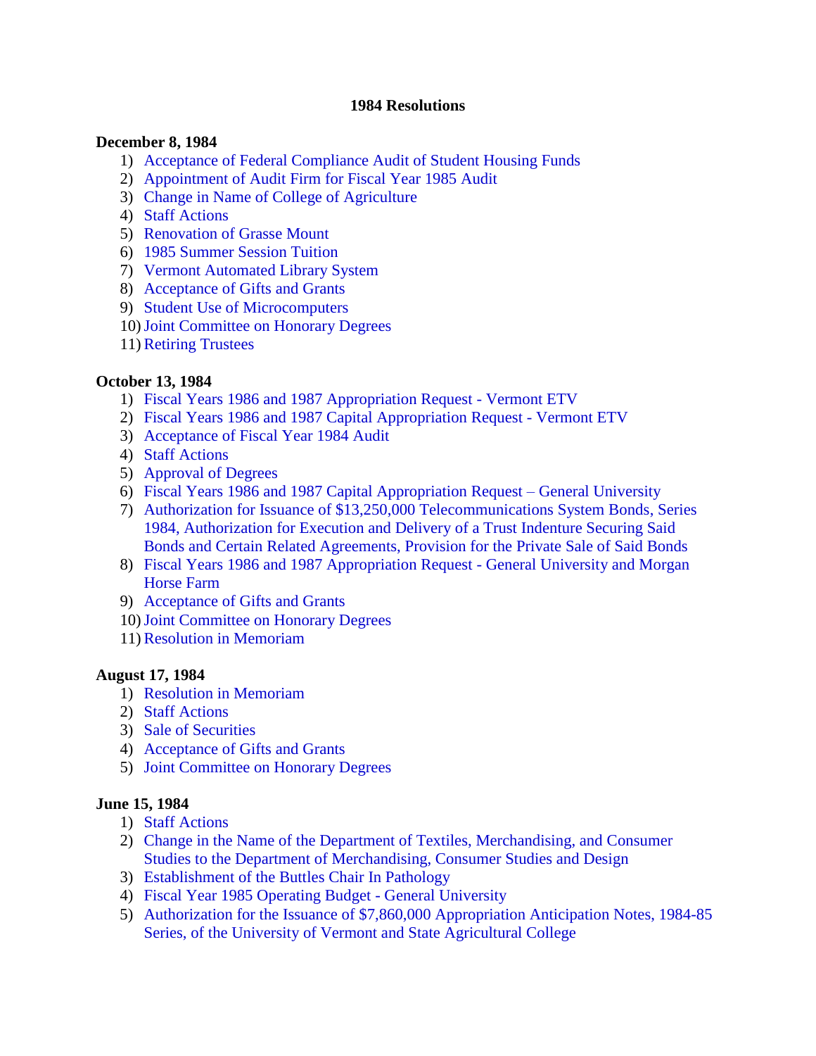# 1984 Resolutions

**December 8, 1984**

1) Acceptance of Federal Compliance Audit of Student Housing Funds
2) Appointment of Audit Firm for Fiscal Year 1985 Audit
3) Change in Name of College of Agriculture
4) Staff Actions
5) Renovation of Grasse Mount
6) 1985 Summer Session Tuition
7) Vermont Automated Library System
8) Acceptance of Gifts and Grants
9) Student Use of Microcomputers
10) Joint Committee on Honorary Degrees
11) Retiring Trustees

**October 13, 1984**

1) Fiscal Years 1986 and 1987 Appropriation Request - Vermont ETV
2) Fiscal Years 1986 and 1987 Capital Appropriation Request - Vermont ETV
3) Acceptance of Fiscal Year 1984 Audit
4) Staff Actions
5) Approval of Degrees
6) Fiscal Years 1986 and 1987 Capital Appropriation Request – General University
7) Authorization for Issuance of $13,250,000 Telecommunications System Bonds, Series 1984, Authorization for Execution and Delivery of a Trust Indenture Securing Said Bonds and Certain Related Agreements, Provision for the Private Sale of Said Bonds
8) Fiscal Years 1986 and 1987 Appropriation Request - General University and Morgan Horse Farm
9) Acceptance of Gifts and Grants
10) Joint Committee on Honorary Degrees
11) Resolution in Memoriam

**August 17, 1984**

1) Resolution in Memoriam
2) Staff Actions
3) Sale of Securities
4) Acceptance of Gifts and Grants
5) Joint Committee on Honorary Degrees

**June 15, 1984**

1) Staff Actions
2) Change in the Name of the Department of Textiles, Merchandising, and Consumer Studies to the Department of Merchandising, Consumer Studies and Design
3) Establishment of the Buttles Chair In Pathology
4) Fiscal Year 1985 Operating Budget - General University
5) Authorization for the Issuance of $7,860,000 Appropriation Anticipation Notes, 1984-85 Series, of the University of Vermont and State Agricultural College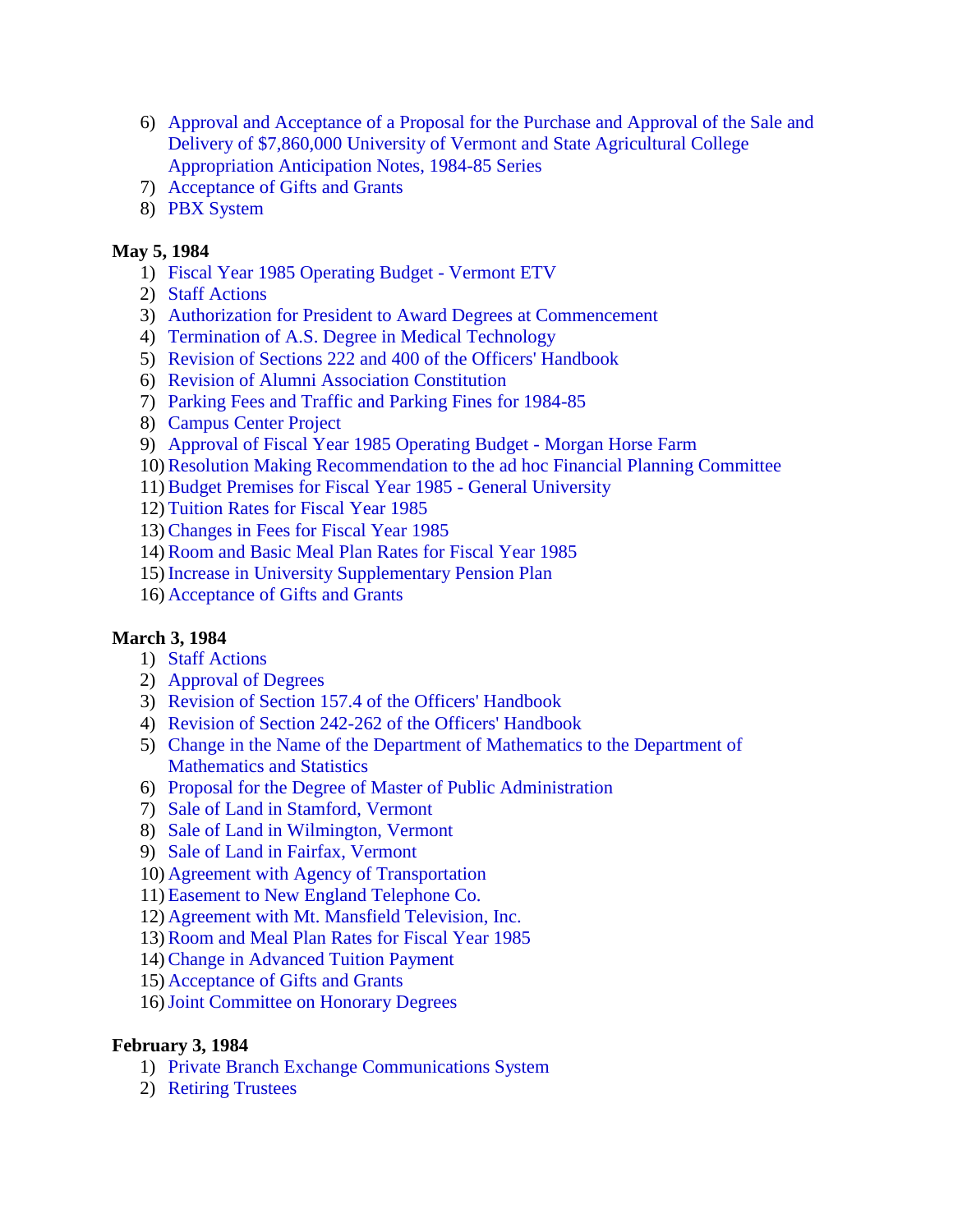6) Approval and Acceptance of a Proposal for the Purchase and Approval of the Sale and Delivery of $7,860,000 University of Vermont and State Agricultural College Appropriation Anticipation Notes, 1984-85 Series
7) Acceptance of Gifts and Grants
8) PBX System

**May 5, 1984**

1) Fiscal Year 1985 Operating Budget - Vermont ETV
2) Staff Actions
3) Authorization for President to Award Degrees at Commencement
4) Termination of A.S. Degree in Medical Technology
5) Revision of Sections 222 and 400 of the Officers' Handbook
6) Revision of Alumni Association Constitution
7) Parking Fees and Traffic and Parking Fines for 1984-85
8) Campus Center Project
9) Approval of Fiscal Year 1985 Operating Budget - Morgan Horse Farm
10) Resolution Making Recommendation to the ad hoc Financial Planning Committee
11) Budget Premises for Fiscal Year 1985 - General University
12) Tuition Rates for Fiscal Year 1985
13) Changes in Fees for Fiscal Year 1985
14) Room and Basic Meal Plan Rates for Fiscal Year 1985
15) Increase in University Supplementary Pension Plan
16) Acceptance of Gifts and Grants

**March 3, 1984**

1) Staff Actions
2) Approval of Degrees
3) Revision of Section 157.4 of the Officers' Handbook
4) Revision of Section 242-262 of the Officers' Handbook
5) Change in the Name of the Department of Mathematics to the Department of Mathematics and Statistics
6) Proposal for the Degree of Master of Public Administration
7) Sale of Land in Stamford, Vermont
8) Sale of Land in Wilmington, Vermont
9) Sale of Land in Fairfax, Vermont
10) Agreement with Agency of Transportation
11) Easement to New England Telephone Co.
12) Agreement with Mt. Mansfield Television, Inc.
13) Room and Meal Plan Rates for Fiscal Year 1985
14) Change in Advanced Tuition Payment
15) Acceptance of Gifts and Grants
16) Joint Committee on Honorary Degrees

**February 3, 1984**

1) Private Branch Exchange Communications System
2) Retiring Trustees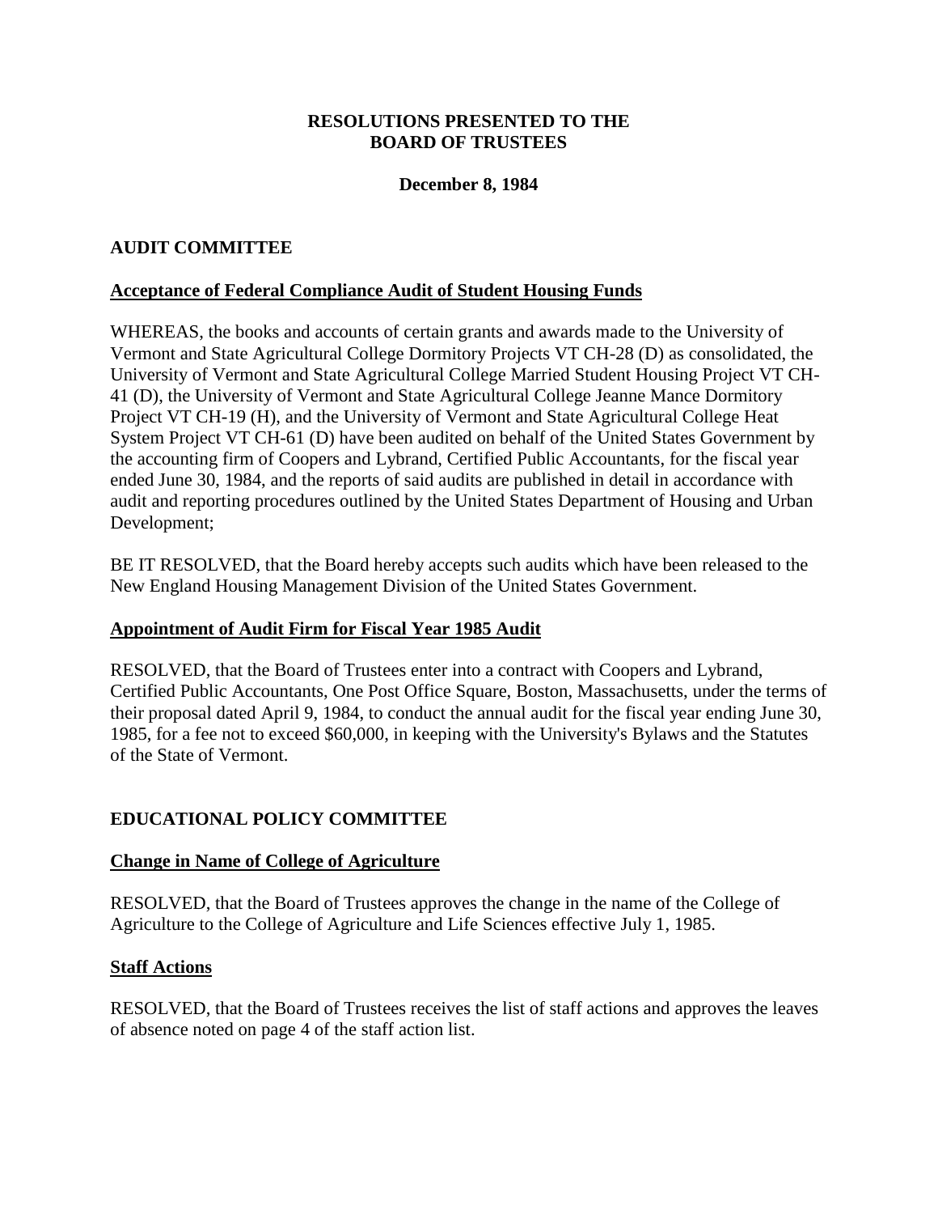**RESOLUTIONS PRESENTED TO THE BOARD OF TRUSTEES**

**December 8, 1984**

## AUDIT COMMITTEE

### Acceptance of Federal Compliance Audit of Student Housing Funds

WHEREAS, the books and accounts of certain grants and awards made to the University of Vermont and State Agricultural College Dormitory Projects VT CH-28 (D) as consolidated, the University of Vermont and State Agricultural College Married Student Housing Project VT CH-41 (D), the University of Vermont and State Agricultural College Jeanne Mance Dormitory Project VT CH-19 (H), and the University of Vermont and State Agricultural College Heat System Project VT CH-61 (D) have been audited on behalf of the United States Government by the accounting firm of Coopers and Lybrand, Certified Public Accountants, for the fiscal year ended June 30, 1984, and the reports of said audits are published in detail in accordance with audit and reporting procedures outlined by the United States Department of Housing and Urban Development;

BE IT RESOLVED, that the Board hereby accepts such audits which have been released to the New England Housing Management Division of the United States Government.

### Appointment of Audit Firm for Fiscal Year 1985 Audit

RESOLVED, that the Board of Trustees enter into a contract with Coopers and Lybrand, Certified Public Accountants, One Post Office Square, Boston, Massachusetts, under the terms of their proposal dated April 9, 1984, to conduct the annual audit for the fiscal year ending June 30, 1985, for a fee not to exceed $60,000, in keeping with the University's Bylaws and the Statutes of the State of Vermont.

## EDUCATIONAL POLICY COMMITTEE

### Change in Name of College of Agriculture

RESOLVED, that the Board of Trustees approves the change in the name of the College of Agriculture to the College of Agriculture and Life Sciences effective July 1, 1985.

### Staff Actions

RESOLVED, that the Board of Trustees receives the list of staff actions and approves the leaves of absence noted on page 4 of the staff action list.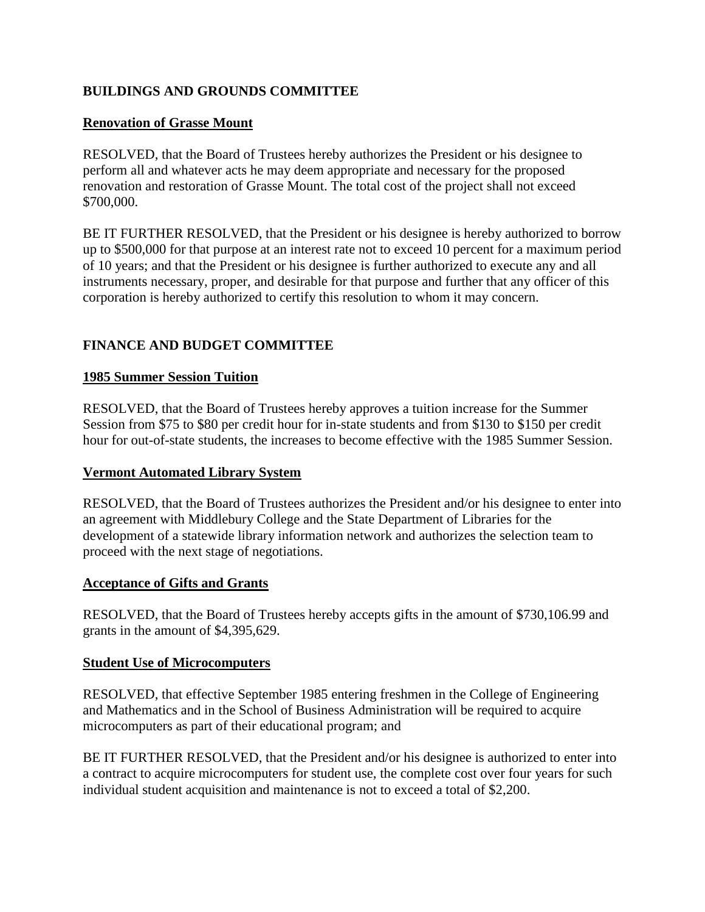## BUILDINGS AND GROUNDS COMMITTEE

### Renovation of Grasse Mount

RESOLVED, that the Board of Trustees hereby authorizes the President or his designee to perform all and whatever acts he may deem appropriate and necessary for the proposed renovation and restoration of Grasse Mount. The total cost of the project shall not exceed \$700,000.

BE IT FURTHER RESOLVED, that the President or his designee is hereby authorized to borrow up to \$500,000 for that purpose at an interest rate not to exceed 10 percent for a maximum period of 10 years; and that the President or his designee is further authorized to execute any and all instruments necessary, proper, and desirable for that purpose and further that any officer of this corporation is hereby authorized to certify this resolution to whom it may concern.

## FINANCE AND BUDGET COMMITTEE

### 1985 Summer Session Tuition

RESOLVED, that the Board of Trustees hereby approves a tuition increase for the Summer Session from \$75 to \$80 per credit hour for in-state students and from \$130 to \$150 per credit hour for out-of-state students, the increases to become effective with the 1985 Summer Session.

### Vermont Automated Library System

RESOLVED, that the Board of Trustees authorizes the President and/or his designee to enter into an agreement with Middlebury College and the State Department of Libraries for the development of a statewide library information network and authorizes the selection team to proceed with the next stage of negotiations.

### Acceptance of Gifts and Grants

RESOLVED, that the Board of Trustees hereby accepts gifts in the amount of \$730,106.99 and grants in the amount of \$4,395,629.

### Student Use of Microcomputers

RESOLVED, that effective September 1985 entering freshmen in the College of Engineering and Mathematics and in the School of Business Administration will be required to acquire microcomputers as part of their educational program; and

BE IT FURTHER RESOLVED, that the President and/or his designee is authorized to enter into a contract to acquire microcomputers for student use, the complete cost over four years for such individual student acquisition and maintenance is not to exceed a total of \$2,200.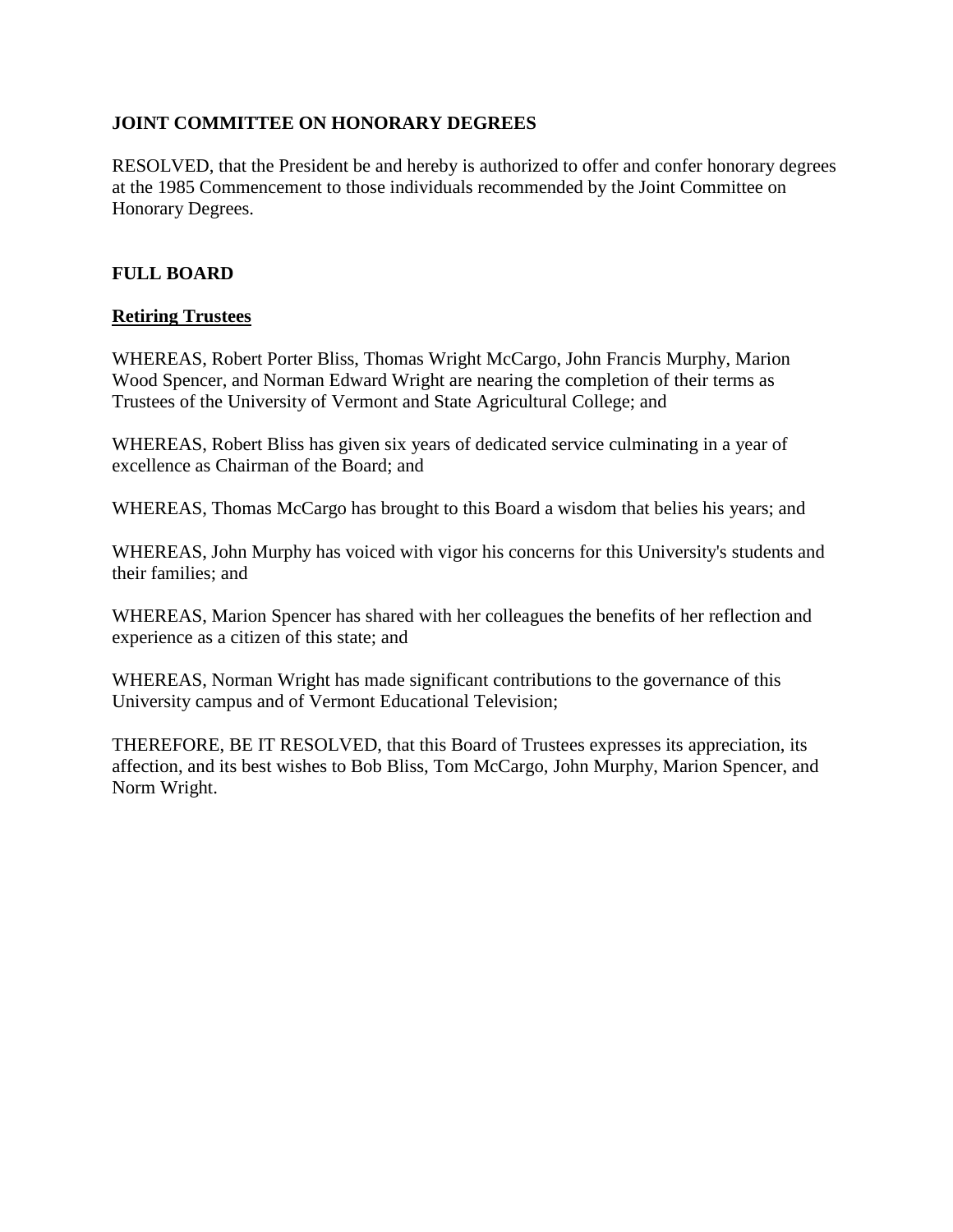**JOINT COMMITTEE ON HONORARY DEGREES**

RESOLVED, that the President be and hereby is authorized to offer and confer honorary degrees at the 1985 Commencement to those individuals recommended by the Joint Committee on Honorary Degrees.

**FULL BOARD**

**Retiring Trustees**

WHEREAS, Robert Porter Bliss, Thomas Wright McCargo, John Francis Murphy, Marion Wood Spencer, and Norman Edward Wright are nearing the completion of their terms as Trustees of the University of Vermont and State Agricultural College; and

WHEREAS, Robert Bliss has given six years of dedicated service culminating in a year of excellence as Chairman of the Board; and

WHEREAS, Thomas McCargo has brought to this Board a wisdom that belies his years; and

WHEREAS, John Murphy has voiced with vigor his concerns for this University's students and their families; and

WHEREAS, Marion Spencer has shared with her colleagues the benefits of her reflection and experience as a citizen of this state; and

WHEREAS, Norman Wright has made significant contributions to the governance of this University campus and of Vermont Educational Television;

THEREFORE, BE IT RESOLVED, that this Board of Trustees expresses its appreciation, its affection, and its best wishes to Bob Bliss, Tom McCargo, John Murphy, Marion Spencer, and Norm Wright.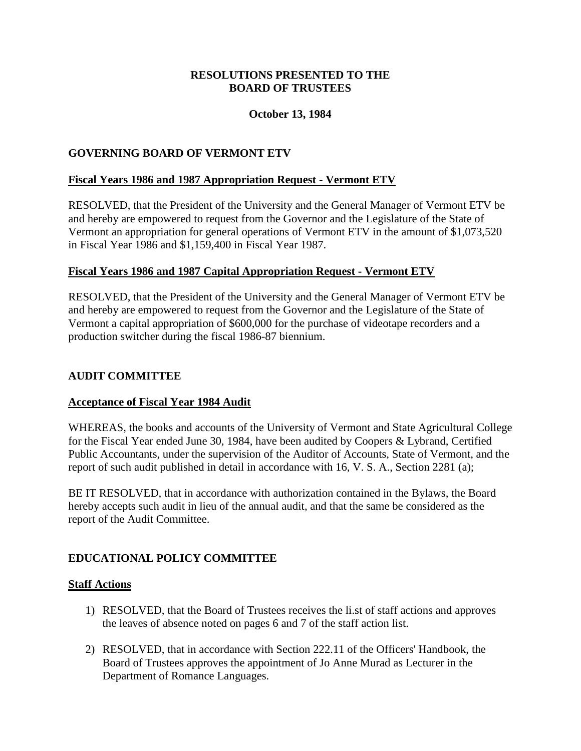# RESOLUTIONS PRESENTED TO THE BOARD OF TRUSTEES

**October 13, 1984**

## GOVERNING BOARD OF VERMONT ETV

**Fiscal Years 1986 and 1987 Appropriation Request - Vermont ETV**

RESOLVED, that the President of the University and the General Manager of Vermont ETV be and hereby are empowered to request from the Governor and the Legislature of the State of Vermont an appropriation for general operations of Vermont ETV in the amount of $1,073,520 in Fiscal Year 1986 and $1,159,400 in Fiscal Year 1987.

**Fiscal Years 1986 and 1987 Capital Appropriation Request - Vermont ETV**

RESOLVED, that the President of the University and the General Manager of Vermont ETV be and hereby are empowered to request from the Governor and the Legislature of the State of Vermont a capital appropriation of $600,000 for the purchase of videotape recorders and a production switcher during the fiscal 1986-87 biennium.

## AUDIT COMMITTEE

**Acceptance of Fiscal Year 1984 Audit**

WHEREAS, the books and accounts of the University of Vermont and State Agricultural College for the Fiscal Year ended June 30, 1984, have been audited by Coopers & Lybrand, Certified Public Accountants, under the supervision of the Auditor of Accounts, State of Vermont, and the report of such audit published in detail in accordance with 16, V. S. A., Section 2281 (a);

BE IT RESOLVED, that in accordance with authorization contained in the Bylaws, the Board hereby accepts such audit in lieu of the annual audit, and that the same be considered as the report of the Audit Committee.

## EDUCATIONAL POLICY COMMITTEE

**Staff Actions**

1) RESOLVED, that the Board of Trustees receives the li.st of staff actions and approves the leaves of absence noted on pages 6 and 7 of the staff action list.

2) RESOLVED, that in accordance with Section 222.11 of the Officers' Handbook, the Board of Trustees approves the appointment of Jo Anne Murad as Lecturer in the Department of Romance Languages.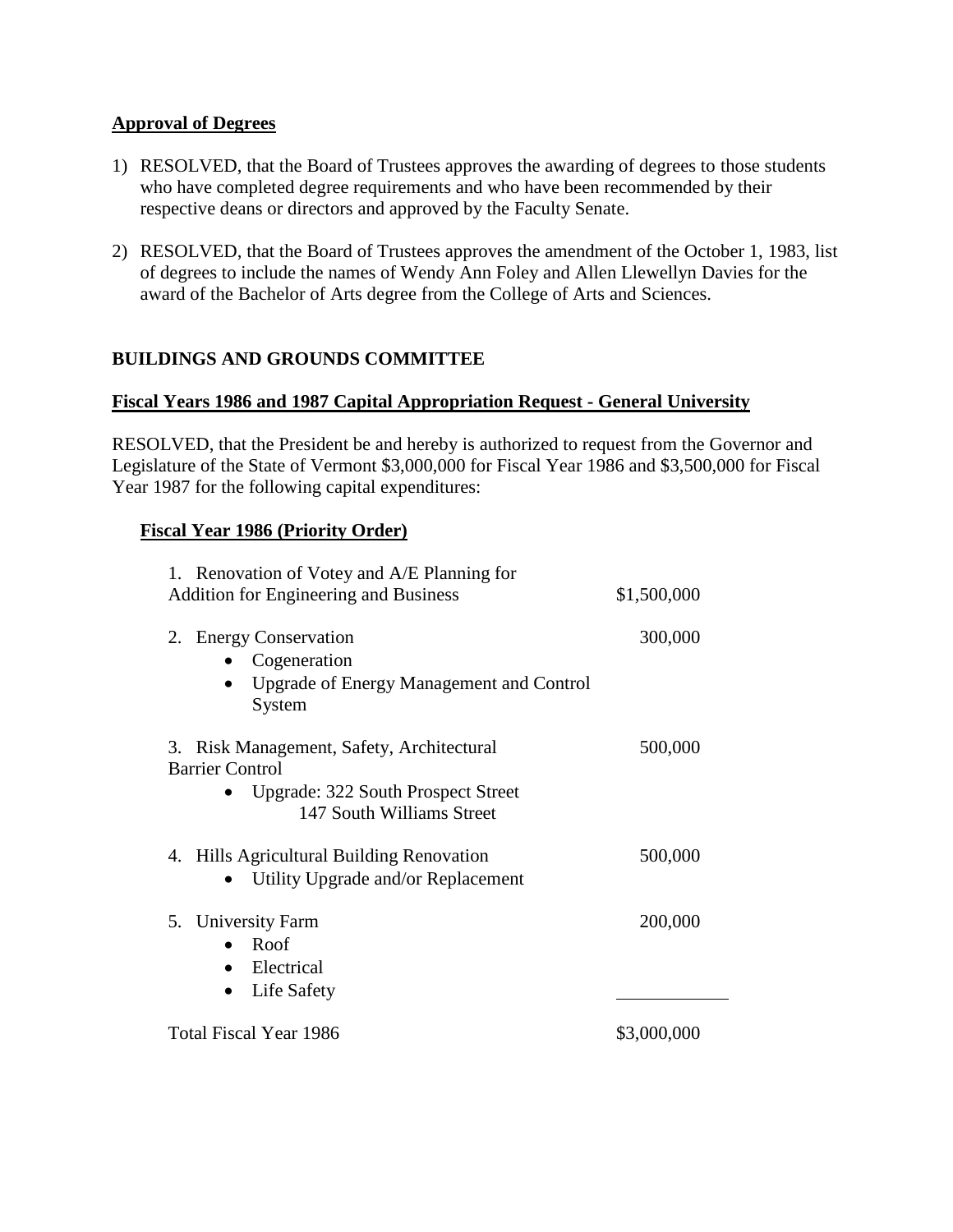**Approval of Degrees**

1) RESOLVED, that the Board of Trustees approves the awarding of degrees to those students who have completed degree requirements and who have been recommended by their respective deans or directors and approved by the Faculty Senate.

2) RESOLVED, that the Board of Trustees approves the amendment of the October 1, 1983, list of degrees to include the names of Wendy Ann Foley and Allen Llewellyn Davies for the award of the Bachelor of Arts degree from the College of Arts and Sciences.

**BUILDINGS AND GROUNDS COMMITTEE**

**Fiscal Years 1986 and 1987 Capital Appropriation Request - General University**

RESOLVED, that the President be and hereby is authorized to request from the Governor and Legislature of the State of Vermont $3,000,000 for Fiscal Year 1986 and $3,500,000 for Fiscal Year 1987 for the following capital expenditures:

**Fiscal Year 1986 (Priority Order)**

| Item | Amount |
|---|---|
| 1. Renovation of Votey and A/E Planning for Addition for Engineering and Business | $1,500,000 |
| 2. Energy Conservation<br>• Cogeneration<br>• Upgrade of Energy Management and Control System | 300,000 |
| 3. Risk Management, Safety, Architectural Barrier Control<br>• Upgrade: 322 South Prospect Street<br>147 South Williams Street | 500,000 |
| 4. Hills Agricultural Building Renovation<br>• Utility Upgrade and/or Replacement | 500,000 |
| 5. University Farm<br>• Roof<br>• Electrical<br>• Life Safety | 200,000 |
| Total Fiscal Year 1986 | $3,000,000 |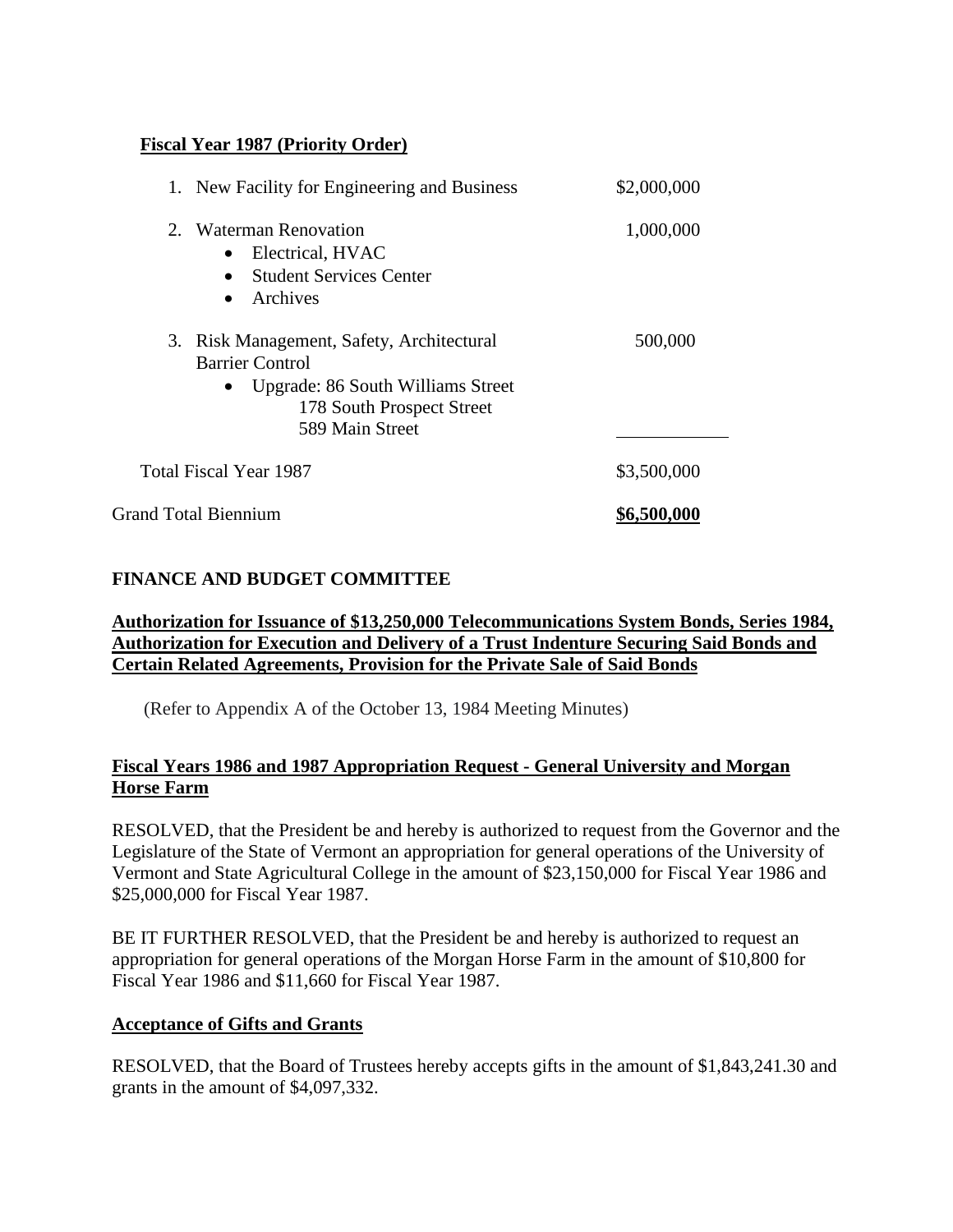**Fiscal Year 1987 (Priority Order)**

| | |
|---|---|
| 1. New Facility for Engineering and Business | $2,000,000 |
| 2. Waterman Renovation<br>• Electrical, HVAC<br>• Student Services Center<br>• Archives | 1,000,000 |
| 3. Risk Management, Safety, Architectural Barrier Control<br>• Upgrade: 86 South Williams Street<br>178 South Prospect Street<br>589 Main Street | 500,000 |
| Total Fiscal Year 1987 | $3,500,000 |
| Grand Total Biennium | **$6,500,000** |

**FINANCE AND BUDGET COMMITTEE**

**Authorization for Issuance of $13,250,000 Telecommunications System Bonds, Series 1984, Authorization for Execution and Delivery of a Trust Indenture Securing Said Bonds and Certain Related Agreements, Provision for the Private Sale of Said Bonds**

(Refer to Appendix A of the October 13, 1984 Meeting Minutes)

**Fiscal Years 1986 and 1987 Appropriation Request - General University and Morgan Horse Farm**

RESOLVED, that the President be and hereby is authorized to request from the Governor and the Legislature of the State of Vermont an appropriation for general operations of the University of Vermont and State Agricultural College in the amount of $23,150,000 for Fiscal Year 1986 and $25,000,000 for Fiscal Year 1987.

BE IT FURTHER RESOLVED, that the President be and hereby is authorized to request an appropriation for general operations of the Morgan Horse Farm in the amount of $10,800 for Fiscal Year 1986 and $11,660 for Fiscal Year 1987.

**Acceptance of Gifts and Grants**

RESOLVED, that the Board of Trustees hereby accepts gifts in the amount of $1,843,241.30 and grants in the amount of $4,097,332.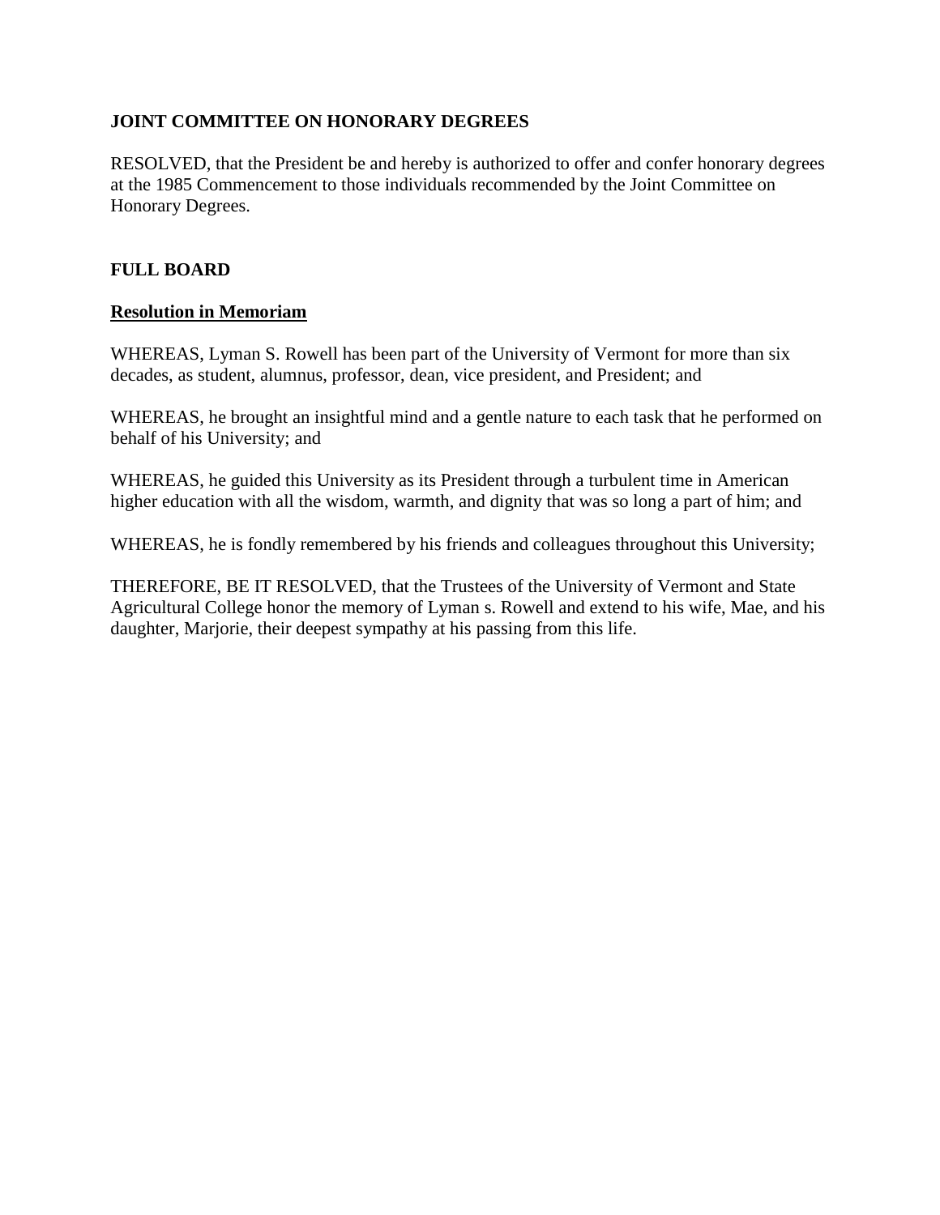**JOINT COMMITTEE ON HONORARY DEGREES**

RESOLVED, that the President be and hereby is authorized to offer and confer honorary degrees at the 1985 Commencement to those individuals recommended by the Joint Committee on Honorary Degrees.

**FULL BOARD**

**Resolution in Memoriam**

WHEREAS, Lyman S. Rowell has been part of the University of Vermont for more than six decades, as student, alumnus, professor, dean, vice president, and President; and

WHEREAS, he brought an insightful mind and a gentle nature to each task that he performed on behalf of his University; and

WHEREAS, he guided this University as its President through a turbulent time in American higher education with all the wisdom, warmth, and dignity that was so long a part of him; and

WHEREAS, he is fondly remembered by his friends and colleagues throughout this University;

THEREFORE, BE IT RESOLVED, that the Trustees of the University of Vermont and State Agricultural College honor the memory of Lyman s. Rowell and extend to his wife, Mae, and his daughter, Marjorie, their deepest sympathy at his passing from this life.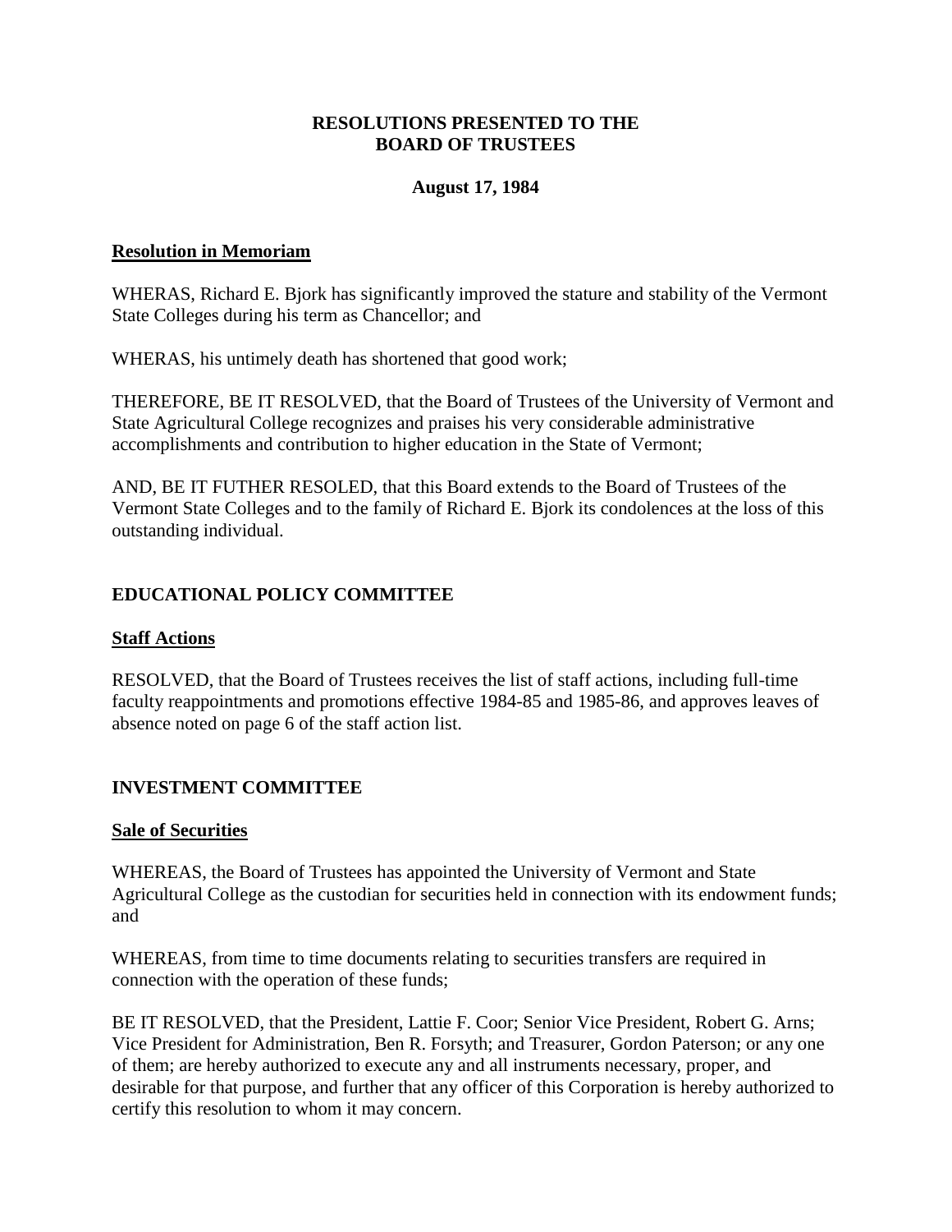**RESOLUTIONS PRESENTED TO THE BOARD OF TRUSTEES**

**August 17, 1984**

**<u>Resolution in Memoriam</u>**

WHERAS, Richard E. Bjork has significantly improved the stature and stability of the Vermont State Colleges during his term as Chancellor; and

WHERAS, his untimely death has shortened that good work;

THEREFORE, BE IT RESOLVED, that the Board of Trustees of the University of Vermont and State Agricultural College recognizes and praises his very considerable administrative accomplishments and contribution to higher education in the State of Vermont;

AND, BE IT FUTHER RESOLED, that this Board extends to the Board of Trustees of the Vermont State Colleges and to the family of Richard E. Bjork its condolences at the loss of this outstanding individual.

## EDUCATIONAL POLICY COMMITTEE

**<u>Staff Actions</u>**

RESOLVED, that the Board of Trustees receives the list of staff actions, including full-time faculty reappointments and promotions effective 1984-85 and 1985-86, and approves leaves of absence noted on page 6 of the staff action list.

## INVESTMENT COMMITTEE

**<u>Sale of Securities</u>**

WHEREAS, the Board of Trustees has appointed the University of Vermont and State Agricultural College as the custodian for securities held in connection with its endowment funds; and

WHEREAS, from time to time documents relating to securities transfers are required in connection with the operation of these funds;

BE IT RESOLVED, that the President, Lattie F. Coor; Senior Vice President, Robert G. Arns; Vice President for Administration, Ben R. Forsyth; and Treasurer, Gordon Paterson; or any one of them; are hereby authorized to execute any and all instruments necessary, proper, and desirable for that purpose, and further that any officer of this Corporation is hereby authorized to certify this resolution to whom it may concern.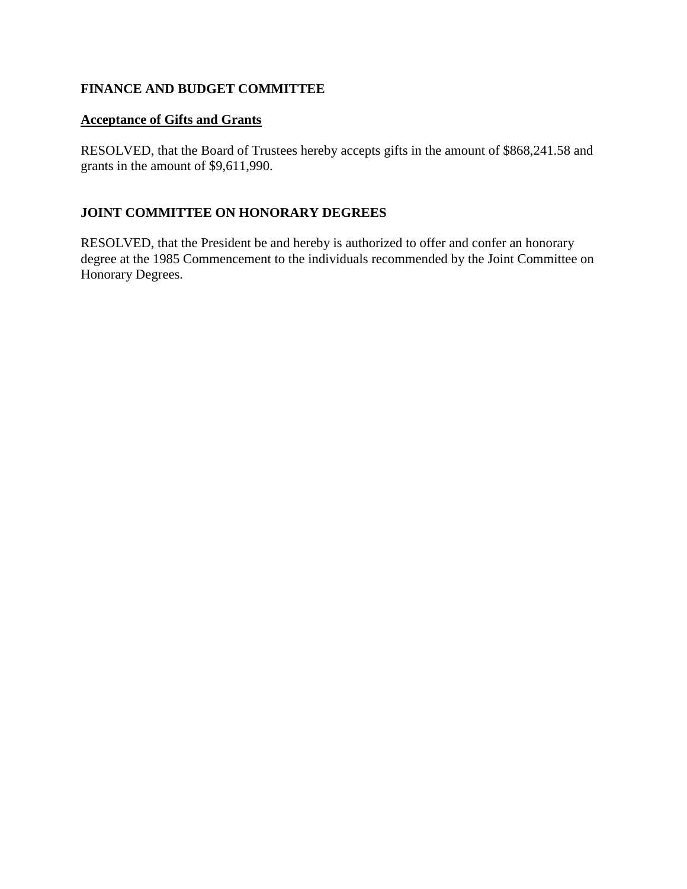**FINANCE AND BUDGET COMMITTEE**

**Acceptance of Gifts and Grants**

RESOLVED, that the Board of Trustees hereby accepts gifts in the amount of $868,241.58 and grants in the amount of $9,611,990.

**JOINT COMMITTEE ON HONORARY DEGREES**

RESOLVED, that the President be and hereby is authorized to offer and confer an honorary degree at the 1985 Commencement to the individuals recommended by the Joint Committee on Honorary Degrees.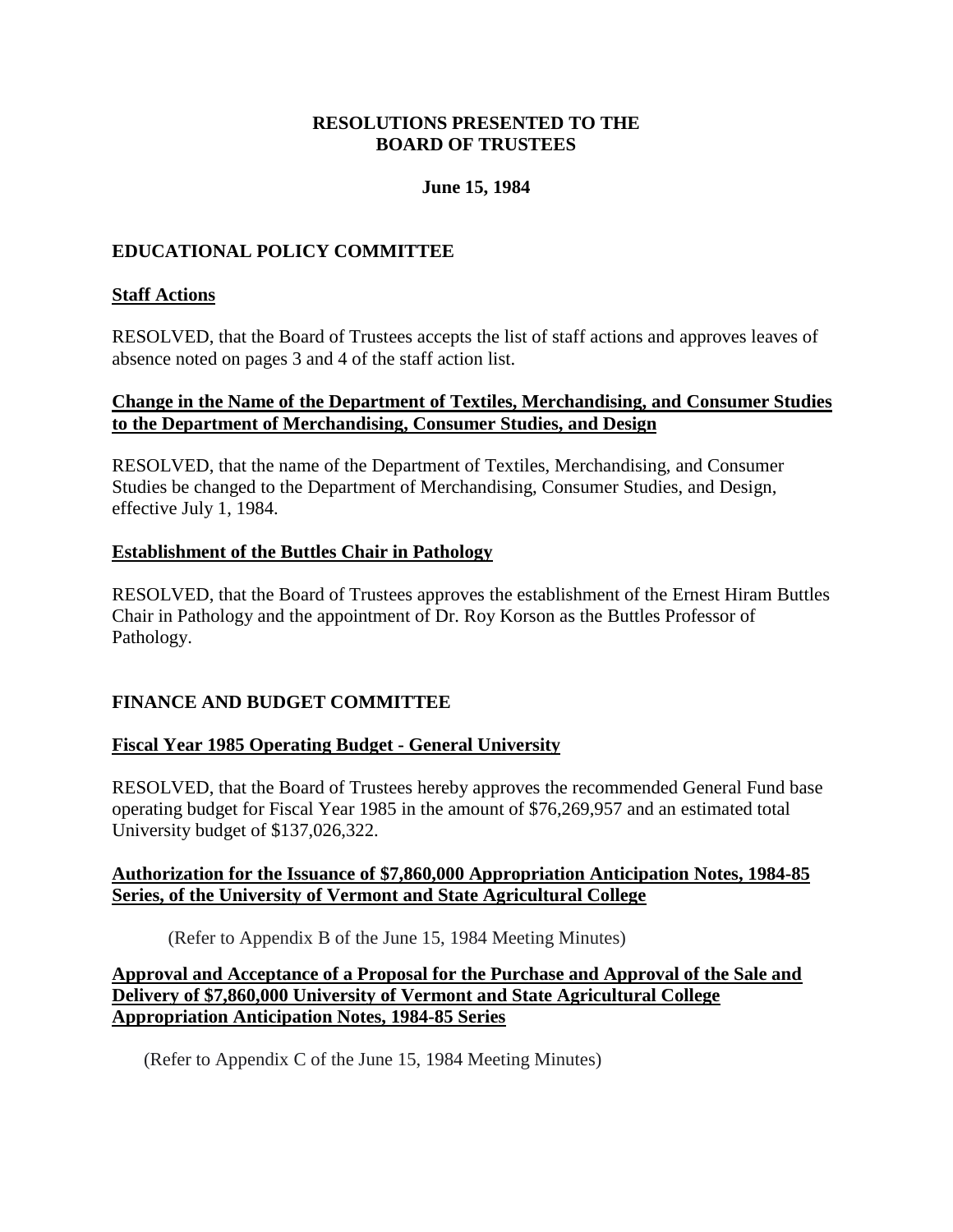**RESOLUTIONS PRESENTED TO THE BOARD OF TRUSTEES**

**June 15, 1984**

## EDUCATIONAL POLICY COMMITTEE

**Staff Actions**

RESOLVED, that the Board of Trustees accepts the list of staff actions and approves leaves of absence noted on pages 3 and 4 of the staff action list.

**Change in the Name of the Department of Textiles, Merchandising, and Consumer Studies to the Department of Merchandising, Consumer Studies, and Design**

RESOLVED, that the name of the Department of Textiles, Merchandising, and Consumer Studies be changed to the Department of Merchandising, Consumer Studies, and Design, effective July 1, 1984.

**Establishment of the Buttles Chair in Pathology**

RESOLVED, that the Board of Trustees approves the establishment of the Ernest Hiram Buttles Chair in Pathology and the appointment of Dr. Roy Korson as the Buttles Professor of Pathology.

## FINANCE AND BUDGET COMMITTEE

**Fiscal Year 1985 Operating Budget - General University**

RESOLVED, that the Board of Trustees hereby approves the recommended General Fund base operating budget for Fiscal Year 1985 in the amount of $76,269,957 and an estimated total University budget of $137,026,322.

**Authorization for the Issuance of $7,860,000 Appropriation Anticipation Notes, 1984-85 Series, of the University of Vermont and State Agricultural College**

(Refer to Appendix B of the June 15, 1984 Meeting Minutes)

**Approval and Acceptance of a Proposal for the Purchase and Approval of the Sale and Delivery of $7,860,000 University of Vermont and State Agricultural College Appropriation Anticipation Notes, 1984-85 Series**

(Refer to Appendix C of the June 15, 1984 Meeting Minutes)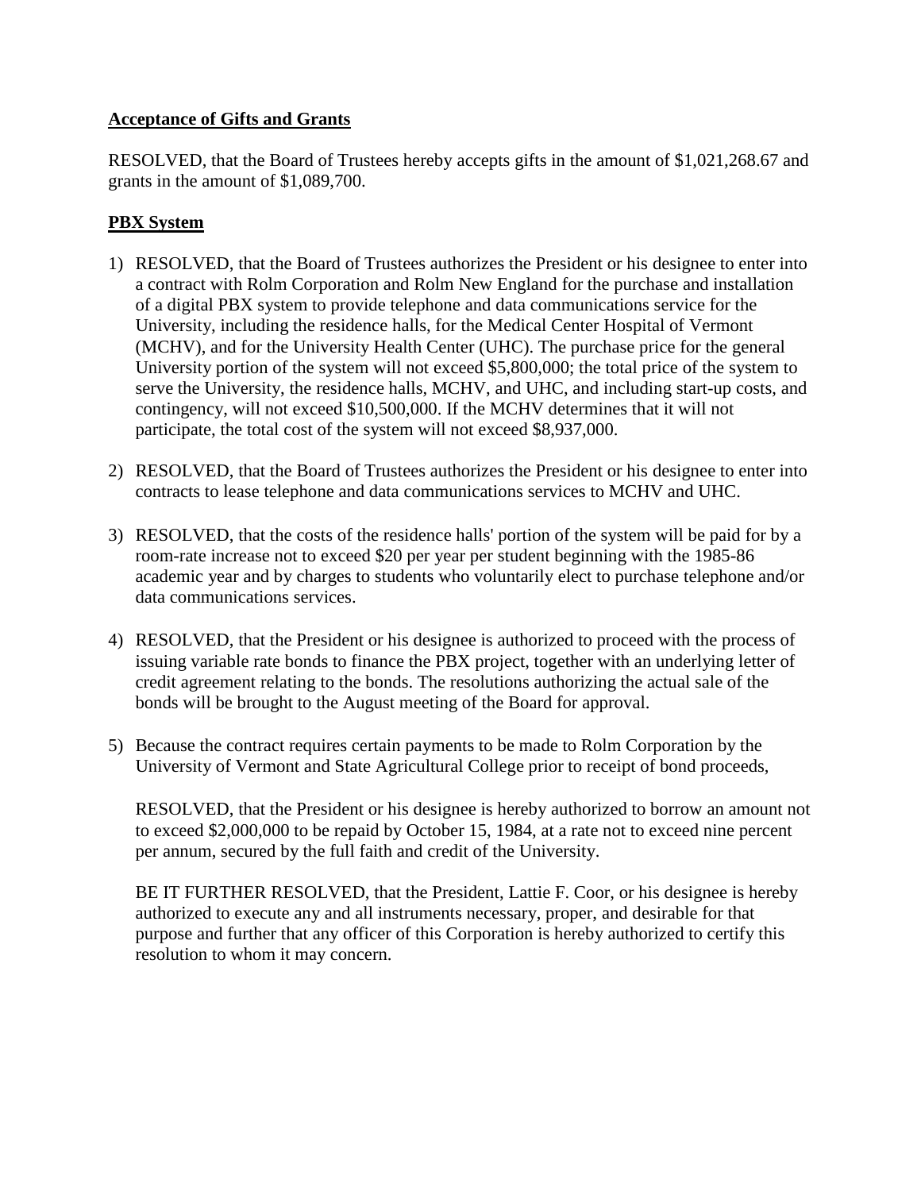**Acceptance of Gifts and Grants**

RESOLVED, that the Board of Trustees hereby accepts gifts in the amount of $1,021,268.67 and grants in the amount of $1,089,700.

**PBX System**

1) RESOLVED, that the Board of Trustees authorizes the President or his designee to enter into a contract with Rolm Corporation and Rolm New England for the purchase and installation of a digital PBX system to provide telephone and data communications service for the University, including the residence halls, for the Medical Center Hospital of Vermont (MCHV), and for the University Health Center (UHC). The purchase price for the general University portion of the system will not exceed $5,800,000; the total price of the system to serve the University, the residence halls, MCHV, and UHC, and including start-up costs, and contingency, will not exceed $10,500,000. If the MCHV determines that it will not participate, the total cost of the system will not exceed $8,937,000.

2) RESOLVED, that the Board of Trustees authorizes the President or his designee to enter into contracts to lease telephone and data communications services to MCHV and UHC.

3) RESOLVED, that the costs of the residence halls' portion of the system will be paid for by a room-rate increase not to exceed $20 per year per student beginning with the 1985-86 academic year and by charges to students who voluntarily elect to purchase telephone and/or data communications services.

4) RESOLVED, that the President or his designee is authorized to proceed with the process of issuing variable rate bonds to finance the PBX project, together with an underlying letter of credit agreement relating to the bonds. The resolutions authorizing the actual sale of the bonds will be brought to the August meeting of the Board for approval.

5) Because the contract requires certain payments to be made to Rolm Corporation by the University of Vermont and State Agricultural College prior to receipt of bond proceeds,

   RESOLVED, that the President or his designee is hereby authorized to borrow an amount not to exceed $2,000,000 to be repaid by October 15, 1984, at a rate not to exceed nine percent per annum, secured by the full faith and credit of the University.

   BE IT FURTHER RESOLVED, that the President, Lattie F. Coor, or his designee is hereby authorized to execute any and all instruments necessary, proper, and desirable for that purpose and further that any officer of this Corporation is hereby authorized to certify this resolution to whom it may concern.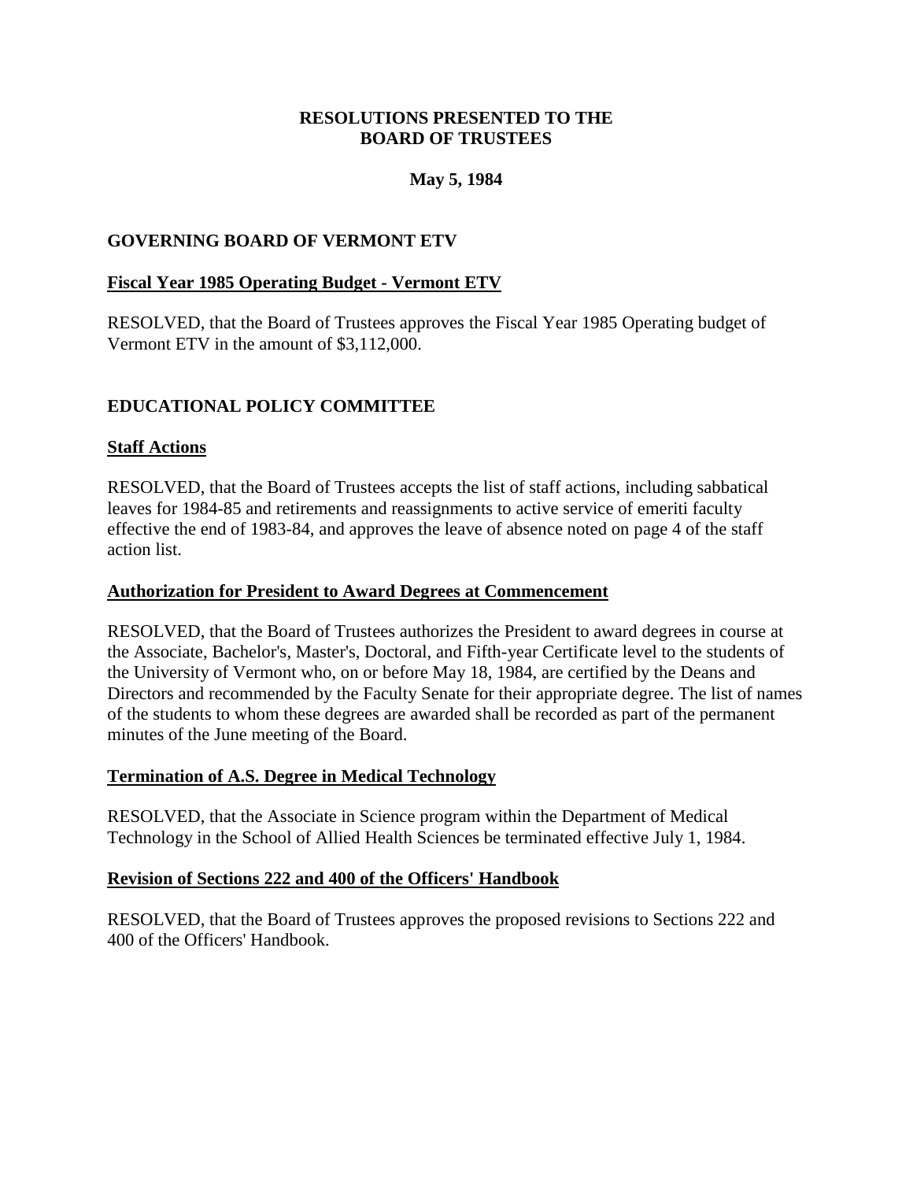# RESOLUTIONS PRESENTED TO THE BOARD OF TRUSTEES

**May 5, 1984**

## GOVERNING BOARD OF VERMONT ETV

### Fiscal Year 1985 Operating Budget - Vermont ETV

RESOLVED, that the Board of Trustees approves the Fiscal Year 1985 Operating budget of Vermont ETV in the amount of $3,112,000.

## EDUCATIONAL POLICY COMMITTEE

### Staff Actions

RESOLVED, that the Board of Trustees accepts the list of staff actions, including sabbatical leaves for 1984-85 and retirements and reassignments to active service of emeriti faculty effective the end of 1983-84, and approves the leave of absence noted on page 4 of the staff action list.

### Authorization for President to Award Degrees at Commencement

RESOLVED, that the Board of Trustees authorizes the President to award degrees in course at the Associate, Bachelor's, Master's, Doctoral, and Fifth-year Certificate level to the students of the University of Vermont who, on or before May 18, 1984, are certified by the Deans and Directors and recommended by the Faculty Senate for their appropriate degree. The list of names of the students to whom these degrees are awarded shall be recorded as part of the permanent minutes of the June meeting of the Board.

### Termination of A.S. Degree in Medical Technology

RESOLVED, that the Associate in Science program within the Department of Medical Technology in the School of Allied Health Sciences be terminated effective July 1, 1984.

### Revision of Sections 222 and 400 of the Officers' Handbook

RESOLVED, that the Board of Trustees approves the proposed revisions to Sections 222 and 400 of the Officers' Handbook.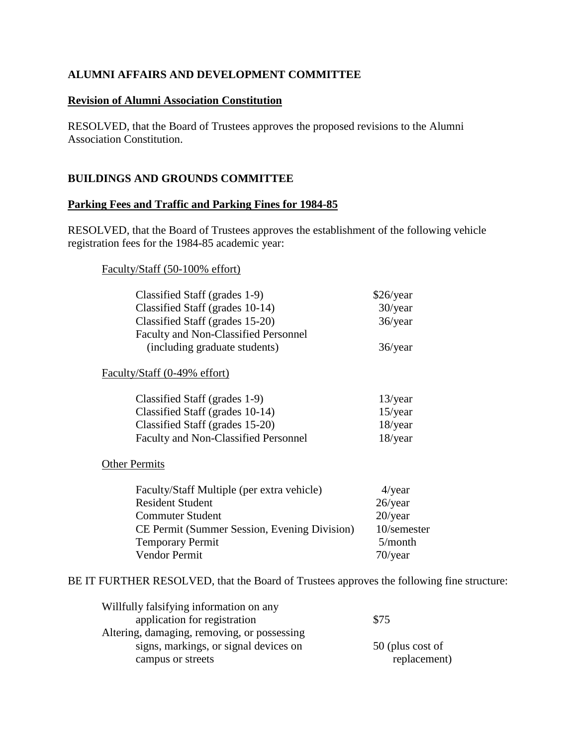## ALUMNI AFFAIRS AND DEVELOPMENT COMMITTEE

**Revision of Alumni Association Constitution**

RESOLVED, that the Board of Trustees approves the proposed revisions to the Alumni Association Constitution.

## BUILDINGS AND GROUNDS COMMITTEE

**Parking Fees and Traffic and Parking Fines for 1984-85**

RESOLVED, that the Board of Trustees approves the establishment of the following vehicle registration fees for the 1984-85 academic year:

Faculty/Staff (50-100% effort)

| | |
|---|---|
| Classified Staff (grades 1-9) | $26/year |
| Classified Staff (grades 10-14) | 30/year |
| Classified Staff (grades 15-20) | 36/year |
| Faculty and Non-Classified Personnel (including graduate students) | 36/year |

Faculty/Staff (0-49% effort)

| | |
|---|---|
| Classified Staff (grades 1-9) | 13/year |
| Classified Staff (grades 10-14) | 15/year |
| Classified Staff (grades 15-20) | 18/year |
| Faculty and Non-Classified Personnel | 18/year |

Other Permits

| | |
|---|---|
| Faculty/Staff Multiple (per extra vehicle) | 4/year |
| Resident Student | 26/year |
| Commuter Student | 20/year |
| CE Permit (Summer Session, Evening Division) | 10/semester |
| Temporary Permit | 5/month |
| Vendor Permit | 70/year |

BE IT FURTHER RESOLVED, that the Board of Trustees approves the following fine structure:

| | |
|---|---|
| Willfully falsifying information on any application for registration | $75 |
| Altering, damaging, removing, or possessing signs, markings, or signal devices on campus or streets | 50 (plus cost of replacement) |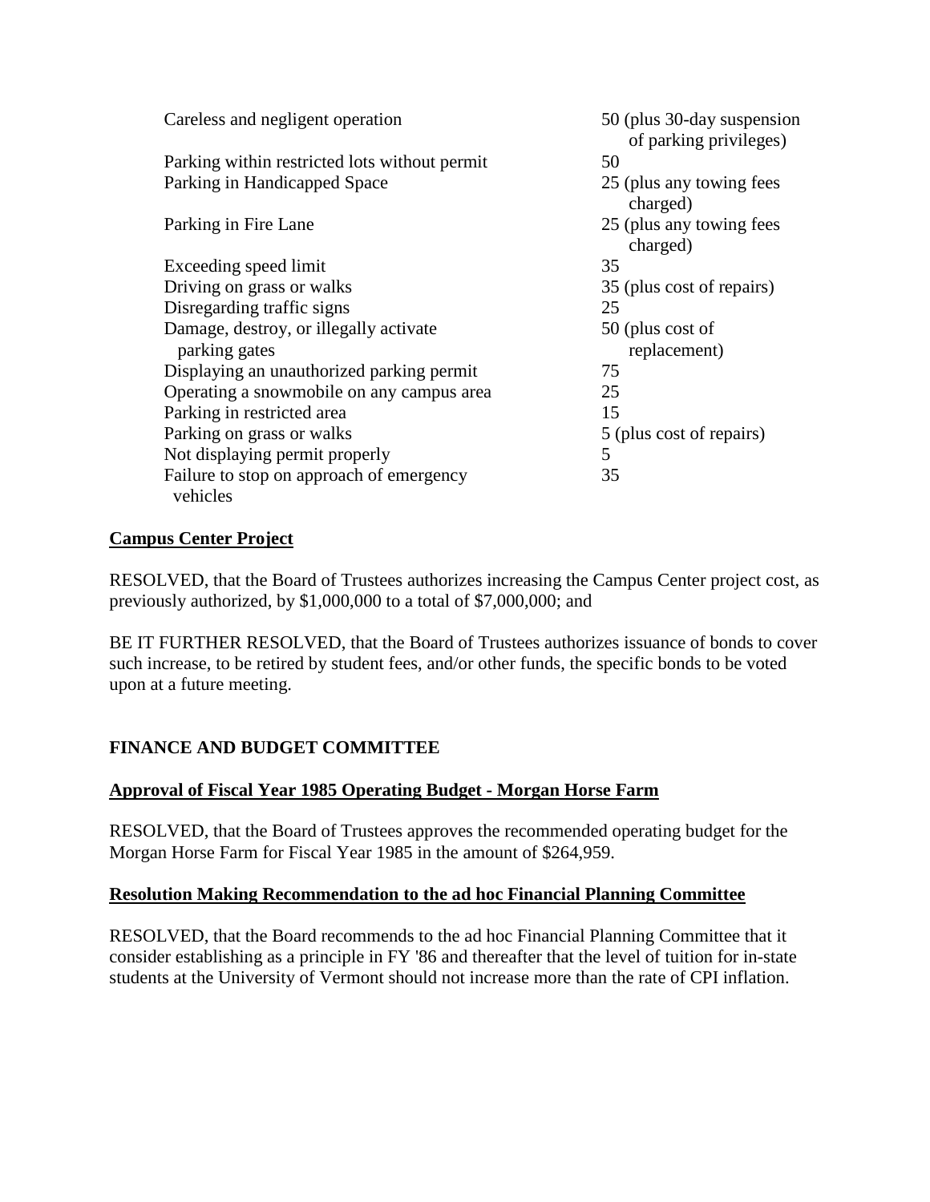| | |
|---|---|
| Careless and negligent operation | 50 (plus 30-day suspension of parking privileges) |
| Parking within restricted lots without permit | 50 |
| Parking in Handicapped Space | 25 (plus any towing fees charged) |
| Parking in Fire Lane | 25 (plus any towing fees charged) |
| Exceeding speed limit | 35 |
| Driving on grass or walks | 35 (plus cost of repairs) |
| Disregarding traffic signs | 25 |
| Damage, destroy, or illegally activate parking gates | 50 (plus cost of replacement) |
| Displaying an unauthorized parking permit | 75 |
| Operating a snowmobile on any campus area | 25 |
| Parking in restricted area | 15 |
| Parking on grass or walks | 5 (plus cost of repairs) |
| Not displaying permit properly | 5 |
| Failure to stop on approach of emergency vehicles | 35 |

**Campus Center Project**

RESOLVED, that the Board of Trustees authorizes increasing the Campus Center project cost, as previously authorized, by $1,000,000 to a total of $7,000,000; and

BE IT FURTHER RESOLVED, that the Board of Trustees authorizes issuance of bonds to cover such increase, to be retired by student fees, and/or other funds, the specific bonds to be voted upon at a future meeting.

**FINANCE AND BUDGET COMMITTEE**

**Approval of Fiscal Year 1985 Operating Budget - Morgan Horse Farm**

RESOLVED, that the Board of Trustees approves the recommended operating budget for the Morgan Horse Farm for Fiscal Year 1985 in the amount of $264,959.

**Resolution Making Recommendation to the ad hoc Financial Planning Committee**

RESOLVED, that the Board recommends to the ad hoc Financial Planning Committee that it consider establishing as a principle in FY '86 and thereafter that the level of tuition for in-state students at the University of Vermont should not increase more than the rate of CPI inflation.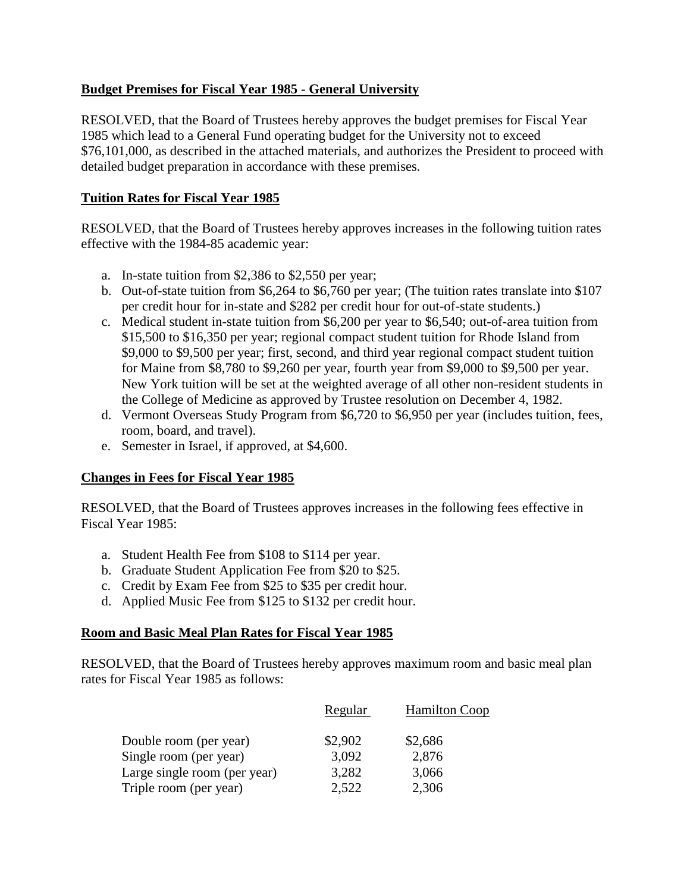**Budget Premises for Fiscal Year 1985 - General University**

RESOLVED, that the Board of Trustees hereby approves the budget premises for Fiscal Year 1985 which lead to a General Fund operating budget for the University not to exceed $76,101,000, as described in the attached materials, and authorizes the President to proceed with detailed budget preparation in accordance with these premises.

**Tuition Rates for Fiscal Year 1985**

RESOLVED, that the Board of Trustees hereby approves increases in the following tuition rates effective with the 1984-85 academic year:

a. In-state tuition from $2,386 to $2,550 per year;
b. Out-of-state tuition from $6,264 to $6,760 per year; (The tuition rates translate into $107 per credit hour for in-state and $282 per credit hour for out-of-state students.)
c. Medical student in-state tuition from $6,200 per year to $6,540; out-of-area tuition from $15,500 to $16,350 per year; regional compact student tuition for Rhode Island from $9,000 to $9,500 per year; first, second, and third year regional compact student tuition for Maine from $8,780 to $9,260 per year, fourth year from $9,000 to $9,500 per year. New York tuition will be set at the weighted average of all other non-resident students in the College of Medicine as approved by Trustee resolution on December 4, 1982.
d. Vermont Overseas Study Program from $6,720 to $6,950 per year (includes tuition, fees, room, board, and travel).
e. Semester in Israel, if approved, at $4,600.

**Changes in Fees for Fiscal Year 1985**

RESOLVED, that the Board of Trustees approves increases in the following fees effective in Fiscal Year 1985:

a. Student Health Fee from $108 to $114 per year.
b. Graduate Student Application Fee from $20 to $25.
c. Credit by Exam Fee from $25 to $35 per credit hour.
d. Applied Music Fee from $125 to $132 per credit hour.

**Room and Basic Meal Plan Rates for Fiscal Year 1985**

RESOLVED, that the Board of Trustees hereby approves maximum room and basic meal plan rates for Fiscal Year 1985 as follows:

| | Regular | Hamilton Coop |
|---|---|---|
| Double room (per year) | $2,902 | $2,686 |
| Single room (per year) | 3,092 | 2,876 |
| Large single room (per year) | 3,282 | 3,066 |
| Triple room (per year) | 2,522 | 2,306 |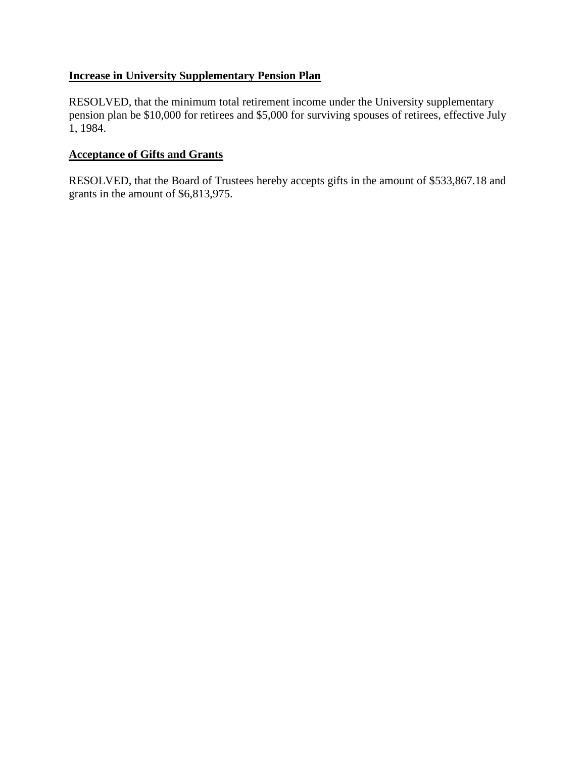**Increase in University Supplementary Pension Plan**

RESOLVED, that the minimum total retirement income under the University supplementary pension plan be $10,000 for retirees and $5,000 for surviving spouses of retirees, effective July 1, 1984.

**Acceptance of Gifts and Grants**

RESOLVED, that the Board of Trustees hereby accepts gifts in the amount of $533,867.18 and grants in the amount of $6,813,975.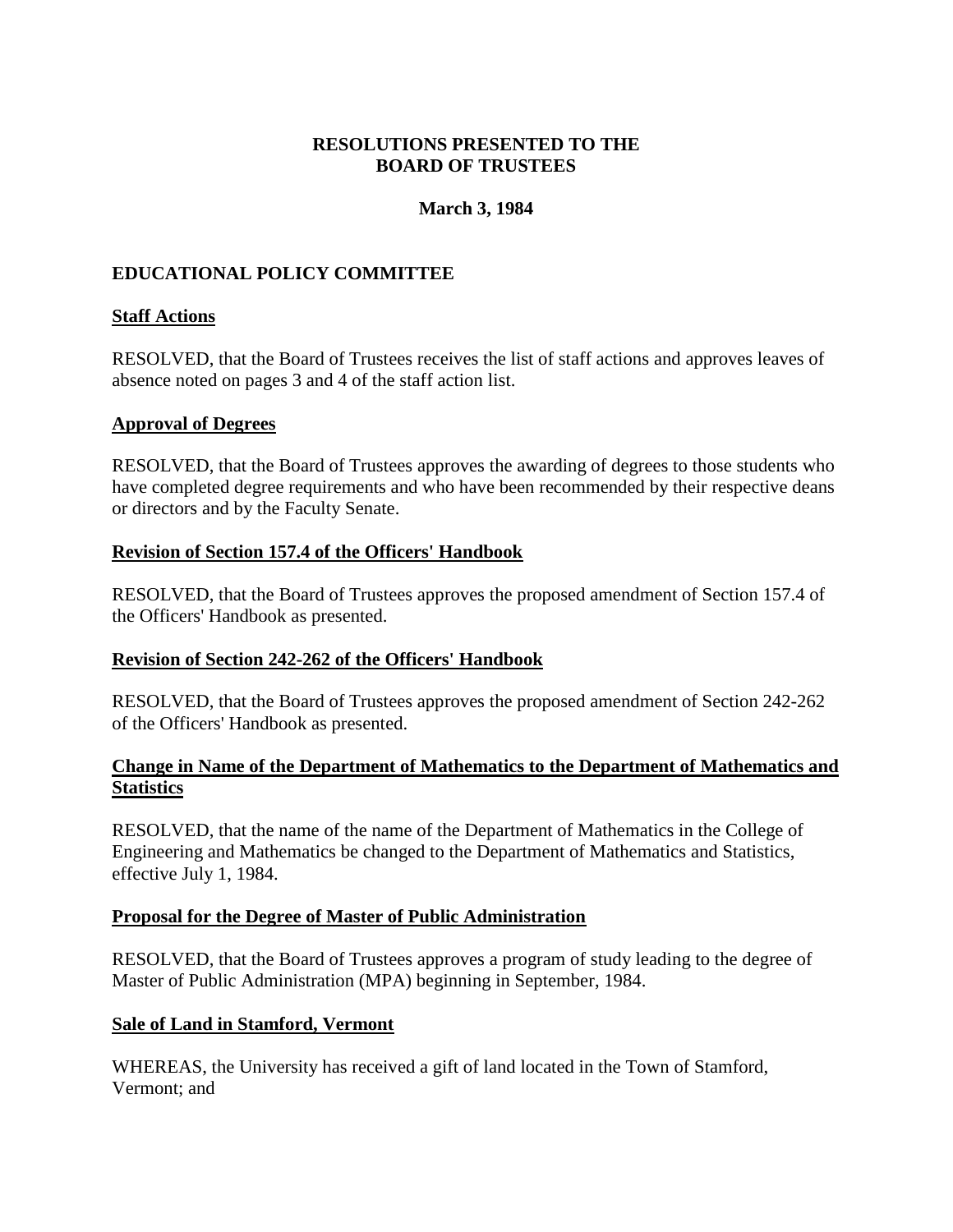**RESOLUTIONS PRESENTED TO THE BOARD OF TRUSTEES**

**March 3, 1984**

## EDUCATIONAL POLICY COMMITTEE

### Staff Actions

RESOLVED, that the Board of Trustees receives the list of staff actions and approves leaves of absence noted on pages 3 and 4 of the staff action list.

### Approval of Degrees

RESOLVED, that the Board of Trustees approves the awarding of degrees to those students who have completed degree requirements and who have been recommended by their respective deans or directors and by the Faculty Senate.

### Revision of Section 157.4 of the Officers' Handbook

RESOLVED, that the Board of Trustees approves the proposed amendment of Section 157.4 of the Officers' Handbook as presented.

### Revision of Section 242-262 of the Officers' Handbook

RESOLVED, that the Board of Trustees approves the proposed amendment of Section 242-262 of the Officers' Handbook as presented.

### Change in Name of the Department of Mathematics to the Department of Mathematics and Statistics

RESOLVED, that the name of the name of the Department of Mathematics in the College of Engineering and Mathematics be changed to the Department of Mathematics and Statistics, effective July 1, 1984.

### Proposal for the Degree of Master of Public Administration

RESOLVED, that the Board of Trustees approves a program of study leading to the degree of Master of Public Administration (MPA) beginning in September, 1984.

### Sale of Land in Stamford, Vermont

WHEREAS, the University has received a gift of land located in the Town of Stamford, Vermont; and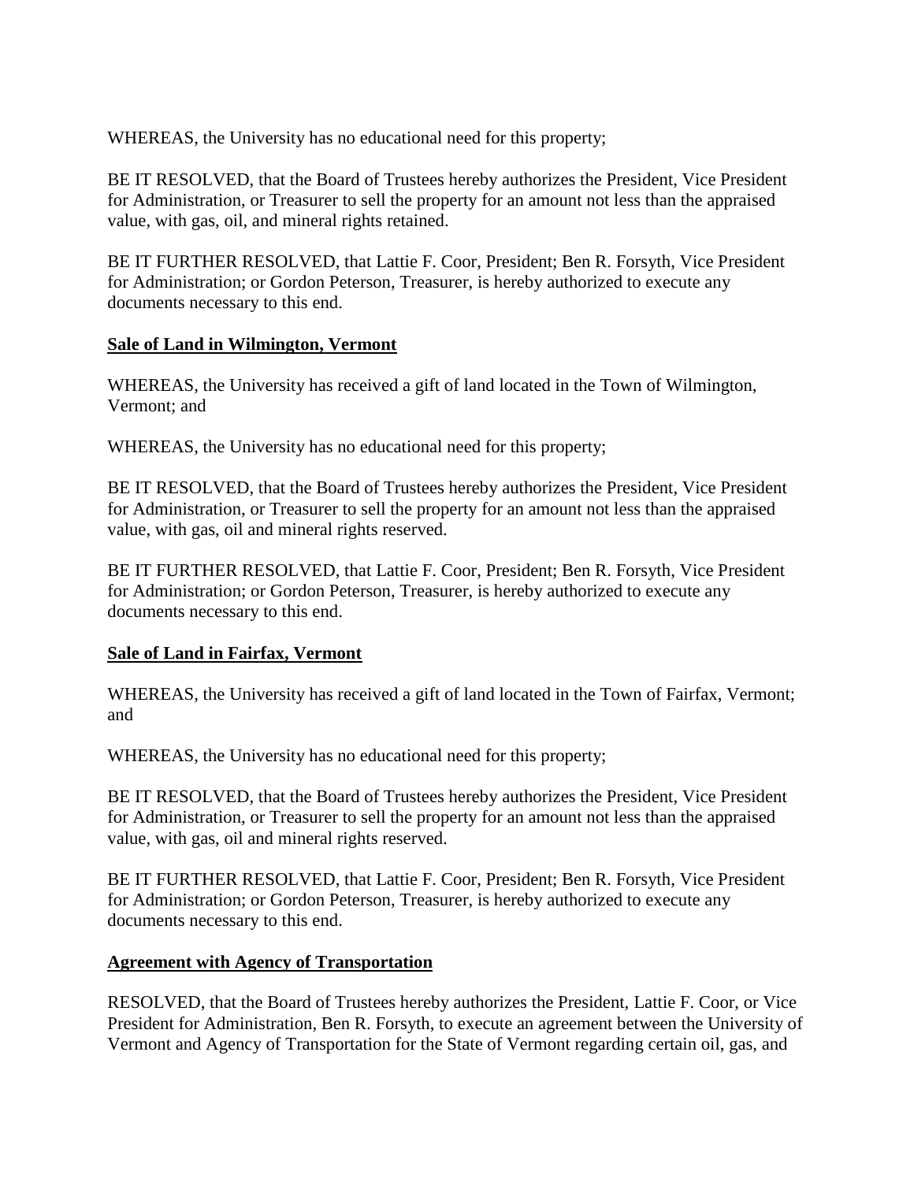WHEREAS, the University has no educational need for this property;

BE IT RESOLVED, that the Board of Trustees hereby authorizes the President, Vice President for Administration, or Treasurer to sell the property for an amount not less than the appraised value, with gas, oil, and mineral rights retained.

BE IT FURTHER RESOLVED, that Lattie F. Coor, President; Ben R. Forsyth, Vice President for Administration; or Gordon Peterson, Treasurer, is hereby authorized to execute any documents necessary to this end.

**Sale of Land in Wilmington, Vermont**

WHEREAS, the University has received a gift of land located in the Town of Wilmington, Vermont; and

WHEREAS, the University has no educational need for this property;

BE IT RESOLVED, that the Board of Trustees hereby authorizes the President, Vice President for Administration, or Treasurer to sell the property for an amount not less than the appraised value, with gas, oil and mineral rights reserved.

BE IT FURTHER RESOLVED, that Lattie F. Coor, President; Ben R. Forsyth, Vice President for Administration; or Gordon Peterson, Treasurer, is hereby authorized to execute any documents necessary to this end.

**Sale of Land in Fairfax, Vermont**

WHEREAS, the University has received a gift of land located in the Town of Fairfax, Vermont; and

WHEREAS, the University has no educational need for this property;

BE IT RESOLVED, that the Board of Trustees hereby authorizes the President, Vice President for Administration, or Treasurer to sell the property for an amount not less than the appraised value, with gas, oil and mineral rights reserved.

BE IT FURTHER RESOLVED, that Lattie F. Coor, President; Ben R. Forsyth, Vice President for Administration; or Gordon Peterson, Treasurer, is hereby authorized to execute any documents necessary to this end.

**Agreement with Agency of Transportation**

RESOLVED, that the Board of Trustees hereby authorizes the President, Lattie F. Coor, or Vice President for Administration, Ben R. Forsyth, to execute an agreement between the University of Vermont and Agency of Transportation for the State of Vermont regarding certain oil, gas, and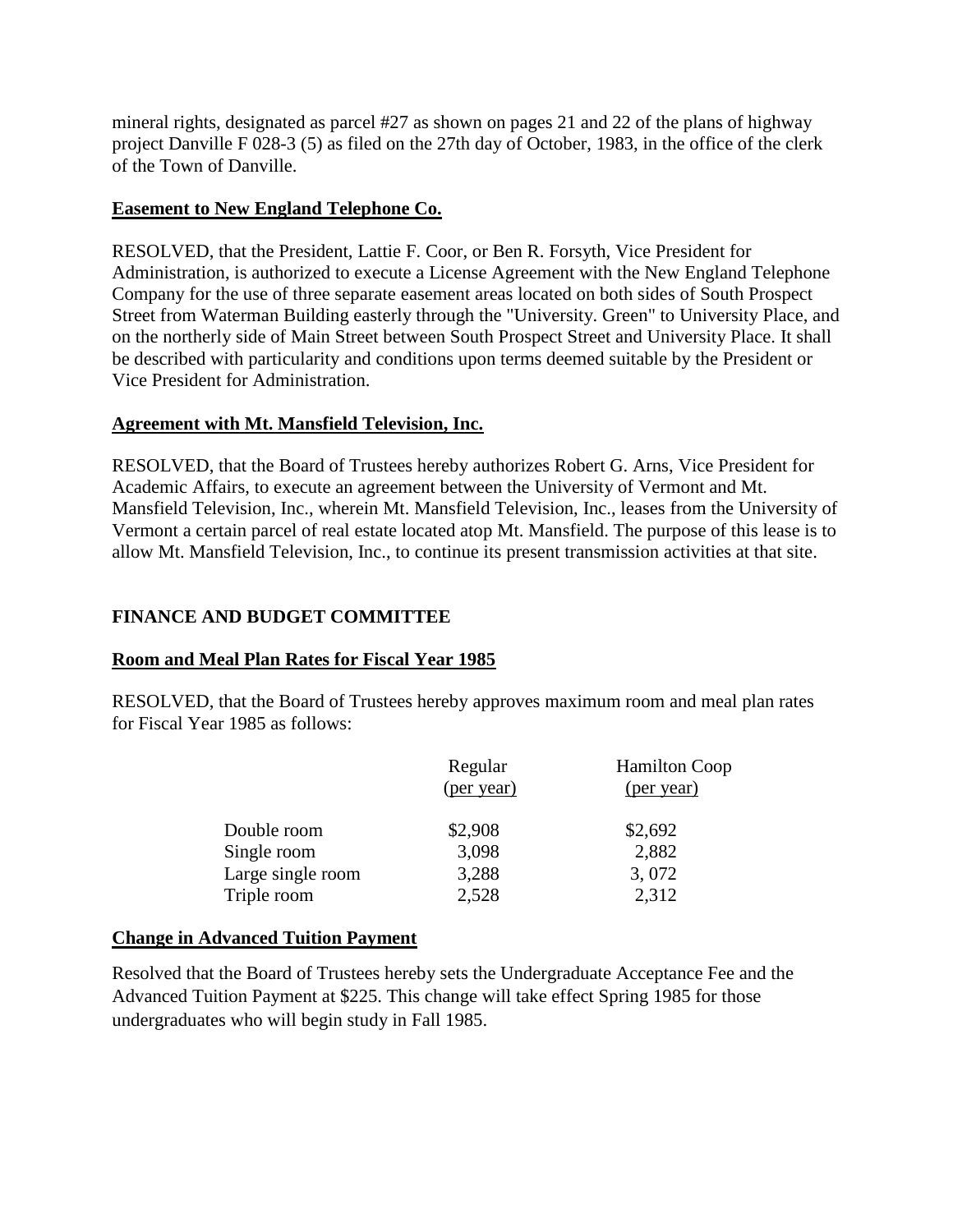mineral rights, designated as parcel #27 as shown on pages 21 and 22 of the plans of highway project Danville F 028-3 (5) as filed on the 27th day of October, 1983, in the office of the clerk of the Town of Danville.

**Easement to New England Telephone Co.**

RESOLVED, that the President, Lattie F. Coor, or Ben R. Forsyth, Vice President for Administration, is authorized to execute a License Agreement with the New England Telephone Company for the use of three separate easement areas located on both sides of South Prospect Street from Waterman Building easterly through the "University. Green" to University Place, and on the northerly side of Main Street between South Prospect Street and University Place. It shall be described with particularity and conditions upon terms deemed suitable by the President or Vice President for Administration.

**Agreement with Mt. Mansfield Television, Inc.**

RESOLVED, that the Board of Trustees hereby authorizes Robert G. Arns, Vice President for Academic Affairs, to execute an agreement between the University of Vermont and Mt. Mansfield Television, Inc., wherein Mt. Mansfield Television, Inc., leases from the University of Vermont a certain parcel of real estate located atop Mt. Mansfield. The purpose of this lease is to allow Mt. Mansfield Television, Inc., to continue its present transmission activities at that site.

## FINANCE AND BUDGET COMMITTEE

**Room and Meal Plan Rates for Fiscal Year 1985**

RESOLVED, that the Board of Trustees hereby approves maximum room and meal plan rates for Fiscal Year 1985 as follows:

| | Regular (per year) | Hamilton Coop (per year) |
|---|---|---|
| Double room | \$2,908 | \$2,692 |
| Single room | 3,098 | 2,882 |
| Large single room | 3,288 | 3, 072 |
| Triple room | 2,528 | 2,312 |

**Change in Advanced Tuition Payment**

Resolved that the Board of Trustees hereby sets the Undergraduate Acceptance Fee and the Advanced Tuition Payment at \$225. This change will take effect Spring 1985 for those undergraduates who will begin study in Fall 1985.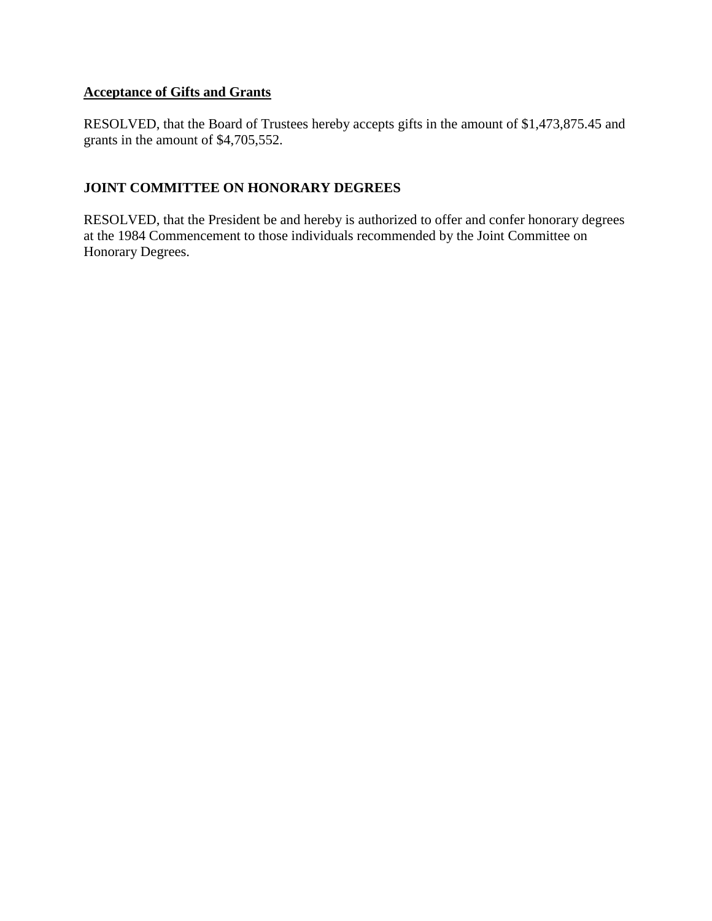**<u>Acceptance of Gifts and Grants</u>**

RESOLVED, that the Board of Trustees hereby accepts gifts in the amount of $1,473,875.45 and grants in the amount of $4,705,552.

**JOINT COMMITTEE ON HONORARY DEGREES**

RESOLVED, that the President be and hereby is authorized to offer and confer honorary degrees at the 1984 Commencement to those individuals recommended by the Joint Committee on Honorary Degrees.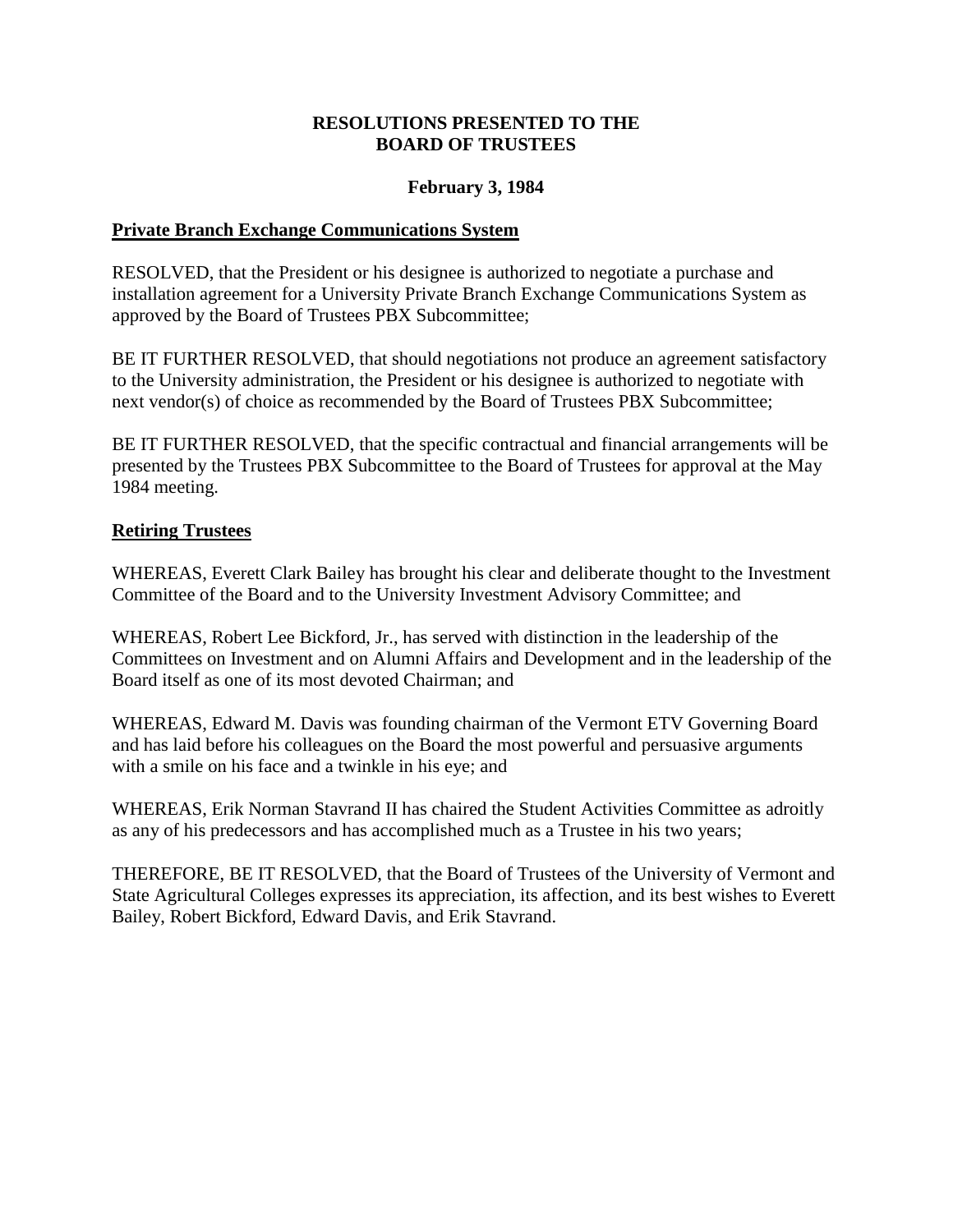**RESOLUTIONS PRESENTED TO THE BOARD OF TRUSTEES**

**February 3, 1984**

## Private Branch Exchange Communications System

RESOLVED, that the President or his designee is authorized to negotiate a purchase and installation agreement for a University Private Branch Exchange Communications System as approved by the Board of Trustees PBX Subcommittee;

BE IT FURTHER RESOLVED, that should negotiations not produce an agreement satisfactory to the University administration, the President or his designee is authorized to negotiate with next vendor(s) of choice as recommended by the Board of Trustees PBX Subcommittee;

BE IT FURTHER RESOLVED, that the specific contractual and financial arrangements will be presented by the Trustees PBX Subcommittee to the Board of Trustees for approval at the May 1984 meeting.

## Retiring Trustees

WHEREAS, Everett Clark Bailey has brought his clear and deliberate thought to the Investment Committee of the Board and to the University Investment Advisory Committee; and

WHEREAS, Robert Lee Bickford, Jr., has served with distinction in the leadership of the Committees on Investment and on Alumni Affairs and Development and in the leadership of the Board itself as one of its most devoted Chairman; and

WHEREAS, Edward M. Davis was founding chairman of the Vermont ETV Governing Board and has laid before his colleagues on the Board the most powerful and persuasive arguments with a smile on his face and a twinkle in his eye; and

WHEREAS, Erik Norman Stavrand II has chaired the Student Activities Committee as adroitly as any of his predecessors and has accomplished much as a Trustee in his two years;

THEREFORE, BE IT RESOLVED, that the Board of Trustees of the University of Vermont and State Agricultural Colleges expresses its appreciation, its affection, and its best wishes to Everett Bailey, Robert Bickford, Edward Davis, and Erik Stavrand.